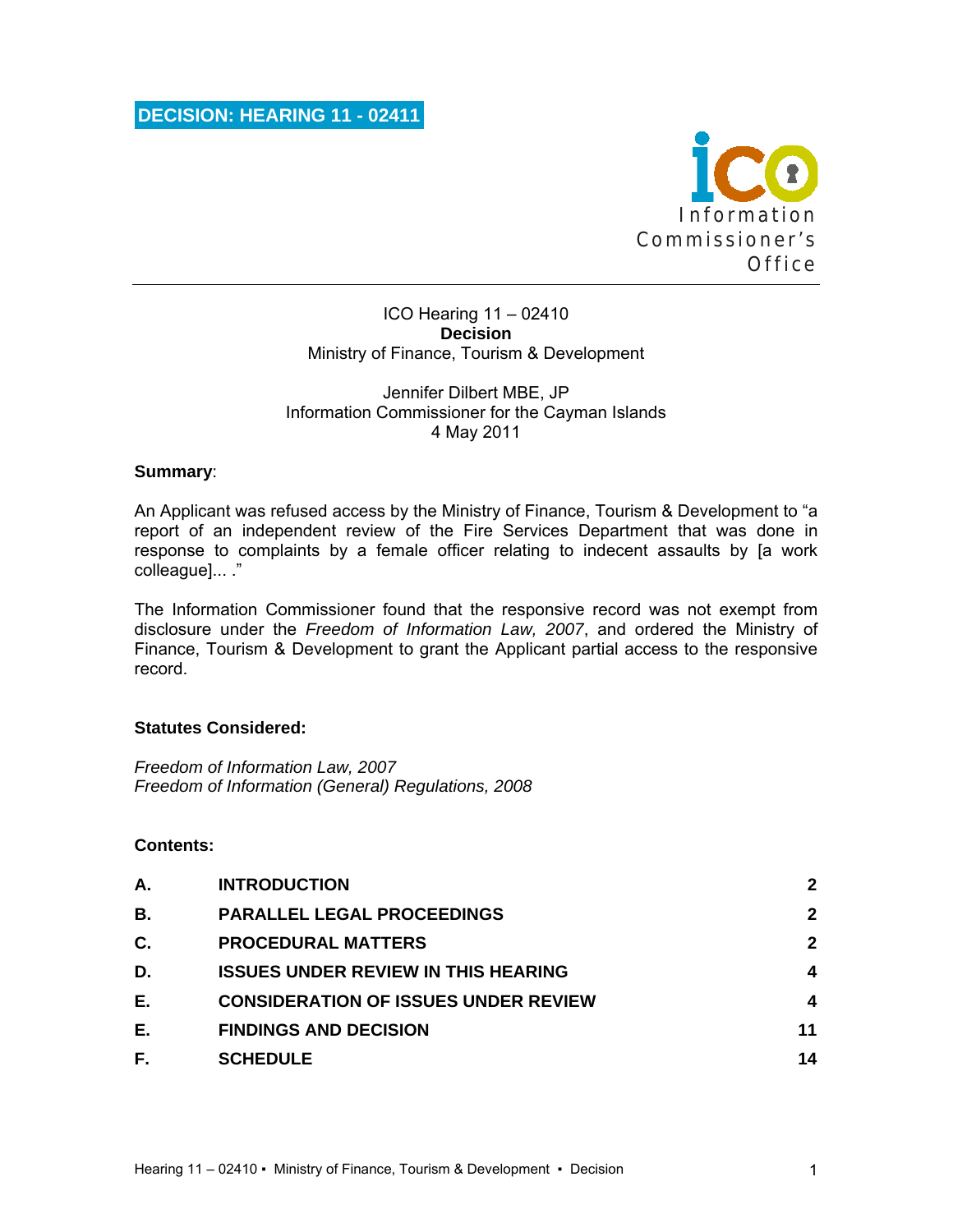# DECISION: HEARING 11 - 02411

Information Commissioner's Office

ICO Hearing 11 – 02410
**Decision**
Ministry of Finance, Tourism & Development

Jennifer Dilbert MBE, JP
Information Commissioner for the Cayman Islands
4 May 2011

**Summary**:

An Applicant was refused access by the Ministry of Finance, Tourism & Development to "a report of an independent review of the Fire Services Department that was done in response to complaints by a female officer relating to indecent assaults by [a work colleague]... ."

The Information Commissioner found that the responsive record was not exempt from disclosure under the *Freedom of Information Law, 2007*, and ordered the Ministry of Finance, Tourism & Development to grant the Applicant partial access to the responsive record.

**Statutes Considered:**

*Freedom of Information Law, 2007*
*Freedom of Information (General) Regulations, 2008*

**Contents:**

| | | |
|---|---|---|
| **A.** | **INTRODUCTION** | **2** |
| **B.** | **PARALLEL LEGAL PROCEEDINGS** | **2** |
| **C.** | **PROCEDURAL MATTERS** | **2** |
| **D.** | **ISSUES UNDER REVIEW IN THIS HEARING** | **4** |
| **E.** | **CONSIDERATION OF ISSUES UNDER REVIEW** | **4** |
| **E.** | **FINDINGS AND DECISION** | **11** |
| **F.** | **SCHEDULE** | **14** |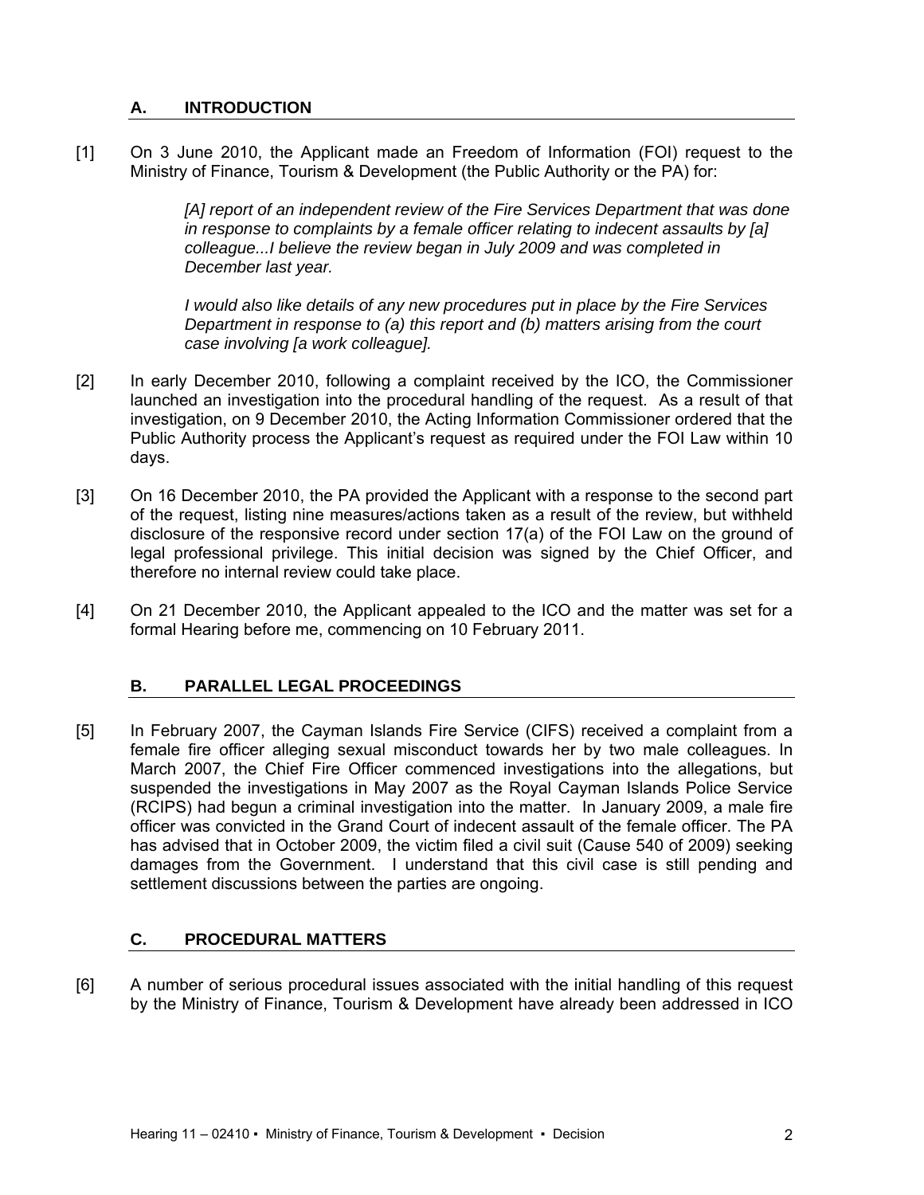## A. INTRODUCTION

[1] On 3 June 2010, the Applicant made an Freedom of Information (FOI) request to the Ministry of Finance, Tourism & Development (the Public Authority or the PA) for:

> *[A] report of an independent review of the Fire Services Department that was done in response to complaints by a female officer relating to indecent assaults by [a] colleague...I believe the review began in July 2009 and was completed in December last year.*
>
> *I would also like details of any new procedures put in place by the Fire Services Department in response to (a) this report and (b) matters arising from the court case involving [a work colleague].*

[2] In early December 2010, following a complaint received by the ICO, the Commissioner launched an investigation into the procedural handling of the request. As a result of that investigation, on 9 December 2010, the Acting Information Commissioner ordered that the Public Authority process the Applicant's request as required under the FOI Law within 10 days.

[3] On 16 December 2010, the PA provided the Applicant with a response to the second part of the request, listing nine measures/actions taken as a result of the review, but withheld disclosure of the responsive record under section 17(a) of the FOI Law on the ground of legal professional privilege. This initial decision was signed by the Chief Officer, and therefore no internal review could take place.

[4] On 21 December 2010, the Applicant appealed to the ICO and the matter was set for a formal Hearing before me, commencing on 10 February 2011.

## B. PARALLEL LEGAL PROCEEDINGS

[5] In February 2007, the Cayman Islands Fire Service (CIFS) received a complaint from a female fire officer alleging sexual misconduct towards her by two male colleagues. In March 2007, the Chief Fire Officer commenced investigations into the allegations, but suspended the investigations in May 2007 as the Royal Cayman Islands Police Service (RCIPS) had begun a criminal investigation into the matter. In January 2009, a male fire officer was convicted in the Grand Court of indecent assault of the female officer. The PA has advised that in October 2009, the victim filed a civil suit (Cause 540 of 2009) seeking damages from the Government. I understand that this civil case is still pending and settlement discussions between the parties are ongoing.

## C. PROCEDURAL MATTERS

[6] A number of serious procedural issues associated with the initial handling of this request by the Ministry of Finance, Tourism & Development have already been addressed in ICO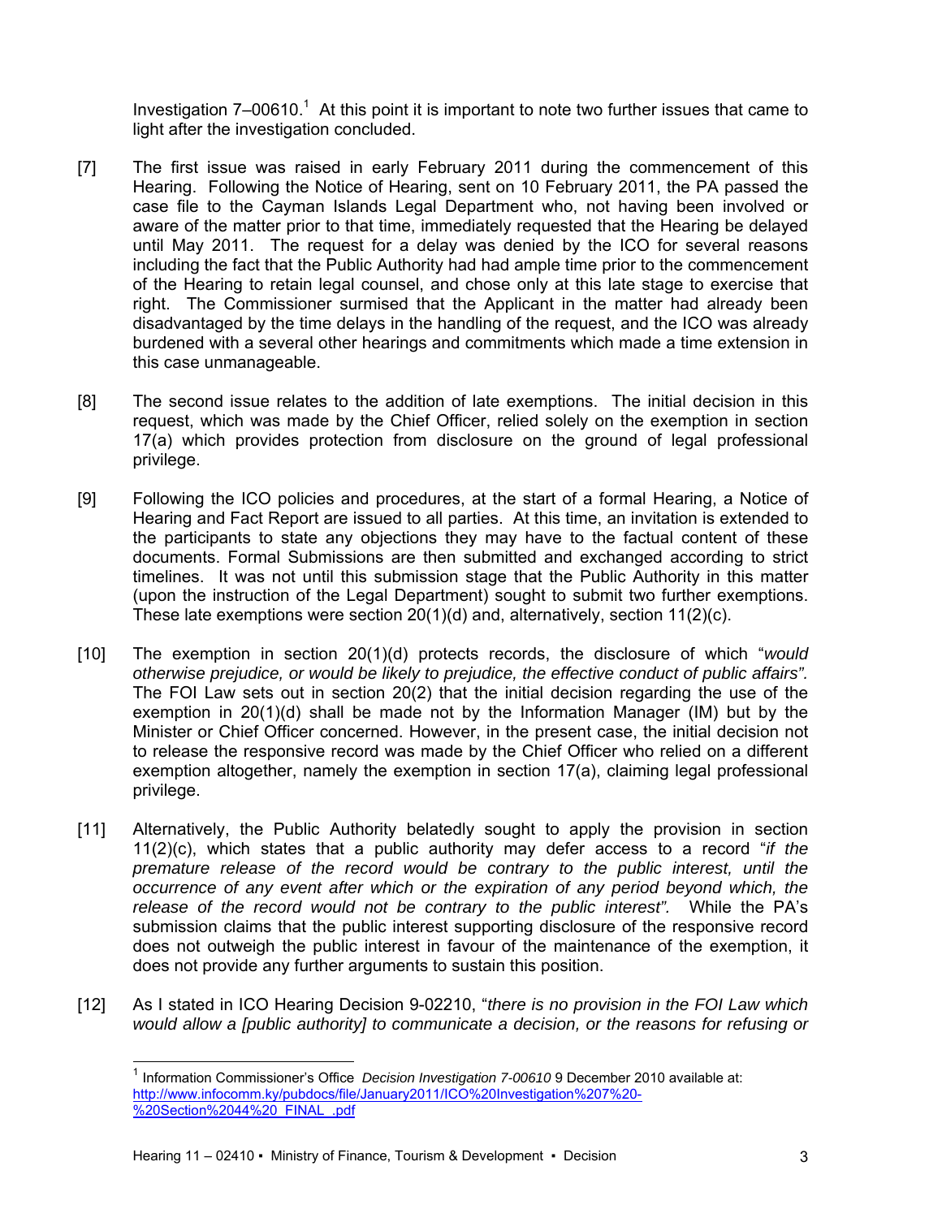Investigation 7–00610.[1] At this point it is important to note two further issues that came to light after the investigation concluded.

[7] The first issue was raised in early February 2011 during the commencement of this Hearing. Following the Notice of Hearing, sent on 10 February 2011, the PA passed the case file to the Cayman Islands Legal Department who, not having been involved or aware of the matter prior to that time, immediately requested that the Hearing be delayed until May 2011. The request for a delay was denied by the ICO for several reasons including the fact that the Public Authority had had ample time prior to the commencement of the Hearing to retain legal counsel, and chose only at this late stage to exercise that right. The Commissioner surmised that the Applicant in the matter had already been disadvantaged by the time delays in the handling of the request, and the ICO was already burdened with a several other hearings and commitments which made a time extension in this case unmanageable.

[8] The second issue relates to the addition of late exemptions. The initial decision in this request, which was made by the Chief Officer, relied solely on the exemption in section 17(a) which provides protection from disclosure on the ground of legal professional privilege.

[9] Following the ICO policies and procedures, at the start of a formal Hearing, a Notice of Hearing and Fact Report are issued to all parties. At this time, an invitation is extended to the participants to state any objections they may have to the factual content of these documents. Formal Submissions are then submitted and exchanged according to strict timelines. It was not until this submission stage that the Public Authority in this matter (upon the instruction of the Legal Department) sought to submit two further exemptions. These late exemptions were section 20(1)(d) and, alternatively, section 11(2)(c).

[10] The exemption in section 20(1)(d) protects records, the disclosure of which "*would otherwise prejudice, or would be likely to prejudice, the effective conduct of public affairs".* The FOI Law sets out in section 20(2) that the initial decision regarding the use of the exemption in 20(1)(d) shall be made not by the Information Manager (IM) but by the Minister or Chief Officer concerned. However, in the present case, the initial decision not to release the responsive record was made by the Chief Officer who relied on a different exemption altogether, namely the exemption in section 17(a), claiming legal professional privilege.

[11] Alternatively, the Public Authority belatedly sought to apply the provision in section 11(2)(c), which states that a public authority may defer access to a record "*if the premature release of the record would be contrary to the public interest, until the occurrence of any event after which or the expiration of any period beyond which, the release of the record would not be contrary to the public interest".* While the PA's submission claims that the public interest supporting disclosure of the responsive record does not outweigh the public interest in favour of the maintenance of the exemption, it does not provide any further arguments to sustain this position.

[12] As I stated in ICO Hearing Decision 9-02210, "*there is no provision in the FOI Law which would allow a [public authority] to communicate a decision, or the reasons for refusing or*

---

[1] Information Commissioner's Office *Decision Investigation 7-00610* 9 December 2010 available at: http://www.infocomm.ky/pubdocs/file/January2011/ICO%20Investigation%207%20-%20Section%2044%20_FINAL_.pdf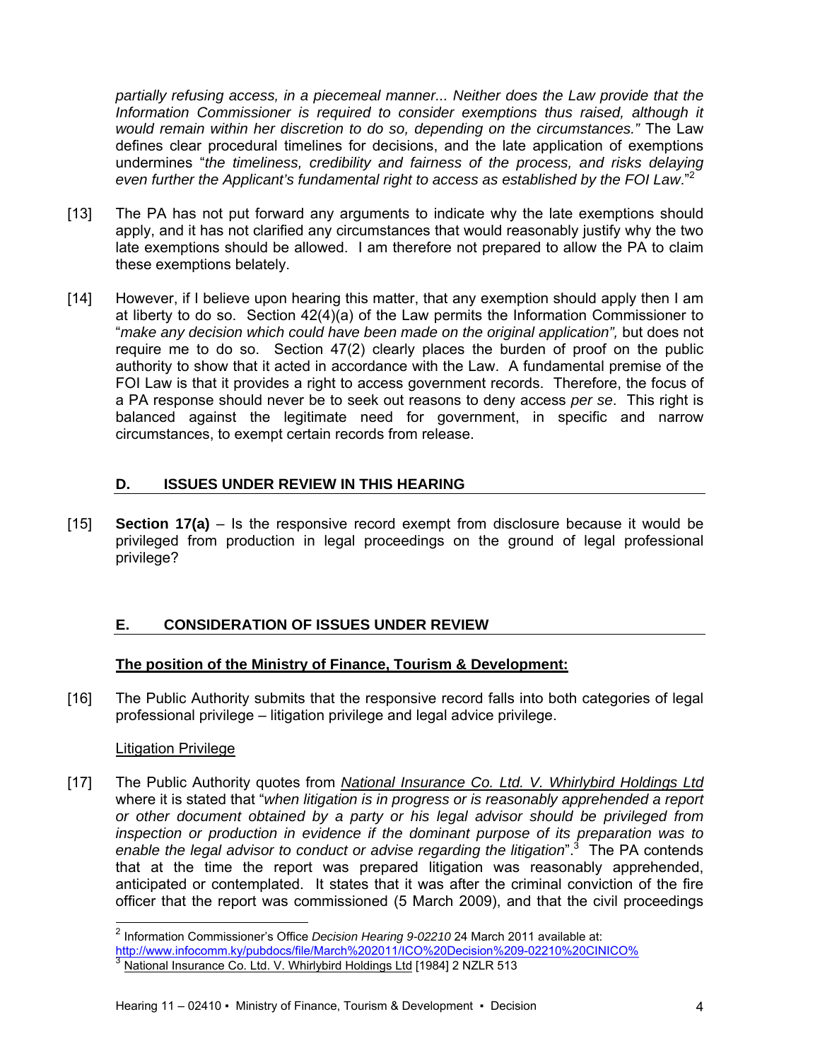*partially refusing access, in a piecemeal manner... Neither does the Law provide that the Information Commissioner is required to consider exemptions thus raised, although it would remain within her discretion to do so, depending on the circumstances."* The Law defines clear procedural timelines for decisions, and the late application of exemptions undermines "*the timeliness, credibility and fairness of the process, and risks delaying even further the Applicant's fundamental right to access as established by the FOI Law*."[2]

[13] The PA has not put forward any arguments to indicate why the late exemptions should apply, and it has not clarified any circumstances that would reasonably justify why the two late exemptions should be allowed. I am therefore not prepared to allow the PA to claim these exemptions belately.

[14] However, if I believe upon hearing this matter, that any exemption should apply then I am at liberty to do so. Section 42(4)(a) of the Law permits the Information Commissioner to "*make any decision which could have been made on the original application",* but does not require me to do so. Section 47(2) clearly places the burden of proof on the public authority to show that it acted in accordance with the Law. A fundamental premise of the FOI Law is that it provides a right to access government records. Therefore, the focus of a PA response should never be to seek out reasons to deny access *per se*. This right is balanced against the legitimate need for government, in specific and narrow circumstances, to exempt certain records from release.

## D. ISSUES UNDER REVIEW IN THIS HEARING

[15] **Section 17(a)** – Is the responsive record exempt from disclosure because it would be privileged from production in legal proceedings on the ground of legal professional privilege?

## E. CONSIDERATION OF ISSUES UNDER REVIEW

**The position of the Ministry of Finance, Tourism & Development:**

[16] The Public Authority submits that the responsive record falls into both categories of legal professional privilege – litigation privilege and legal advice privilege.

Litigation Privilege

[17] The Public Authority quotes from National Insurance Co. Ltd. V. Whirlybird Holdings Ltd where it is stated that "*when litigation is in progress or is reasonably apprehended a report or other document obtained by a party or his legal advisor should be privileged from inspection or production in evidence if the dominant purpose of its preparation was to enable the legal advisor to conduct or advise regarding the litigation*".[3] The PA contends that at the time the report was prepared litigation was reasonably apprehended, anticipated or contemplated. It states that it was after the criminal conviction of the fire officer that the report was commissioned (5 March 2009), and that the civil proceedings

---

[2] Information Commissioner's Office *Decision Hearing 9-02210* 24 March 2011 available at: http://www.infocomm.ky/pubdocs/file/March%202011/ICO%20Decision%209-02210%20CINICO%

[3] National Insurance Co. Ltd. V. Whirlybird Holdings Ltd [1984] 2 NZLR 513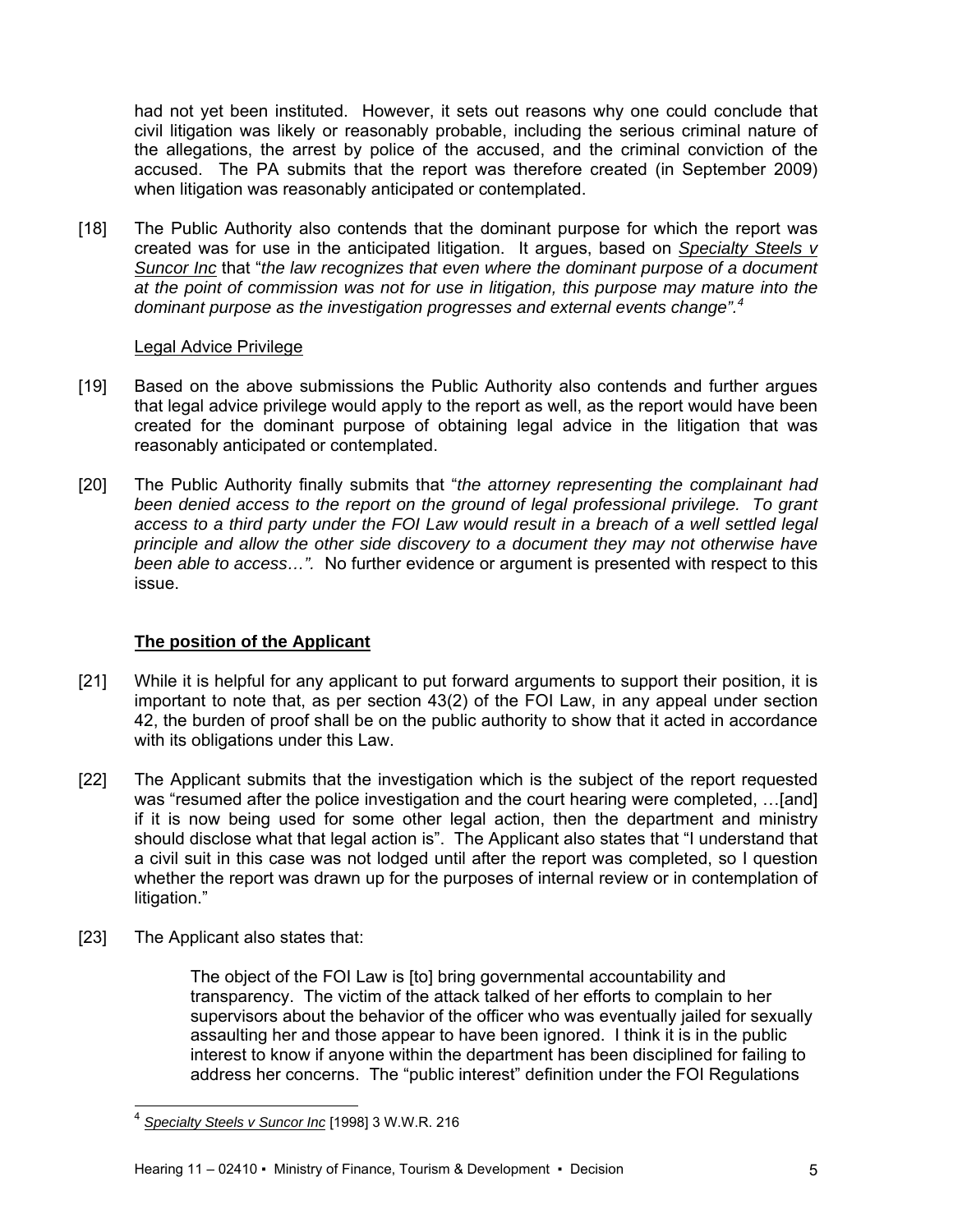had not yet been instituted. However, it sets out reasons why one could conclude that civil litigation was likely or reasonably probable, including the serious criminal nature of the allegations, the arrest by police of the accused, and the criminal conviction of the accused. The PA submits that the report was therefore created (in September 2009) when litigation was reasonably anticipated or contemplated.

[18] The Public Authority also contends that the dominant purpose for which the report was created was for use in the anticipated litigation. It argues, based on *Specialty Steels v Suncor Inc* that "*the law recognizes that even where the dominant purpose of a document at the point of commission was not for use in litigation, this purpose may mature into the dominant purpose as the investigation progresses and external events change".*[4]

Legal Advice Privilege

[19] Based on the above submissions the Public Authority also contends and further argues that legal advice privilege would apply to the report as well, as the report would have been created for the dominant purpose of obtaining legal advice in the litigation that was reasonably anticipated or contemplated.

[20] The Public Authority finally submits that "*the attorney representing the complainant had been denied access to the report on the ground of legal professional privilege. To grant access to a third party under the FOI Law would result in a breach of a well settled legal principle and allow the other side discovery to a document they may not otherwise have been able to access…".* No further evidence or argument is presented with respect to this issue.

## The position of the Applicant

[21] While it is helpful for any applicant to put forward arguments to support their position, it is important to note that, as per section 43(2) of the FOI Law, in any appeal under section 42, the burden of proof shall be on the public authority to show that it acted in accordance with its obligations under this Law.

[22] The Applicant submits that the investigation which is the subject of the report requested was "resumed after the police investigation and the court hearing were completed, …[and] if it is now being used for some other legal action, then the department and ministry should disclose what that legal action is". The Applicant also states that "I understand that a civil suit in this case was not lodged until after the report was completed, so I question whether the report was drawn up for the purposes of internal review or in contemplation of litigation."

[23] The Applicant also states that:

> The object of the FOI Law is [to] bring governmental accountability and transparency. The victim of the attack talked of her efforts to complain to her supervisors about the behavior of the officer who was eventually jailed for sexually assaulting her and those appear to have been ignored. I think it is in the public interest to know if anyone within the department has been disciplined for failing to address her concerns. The "public interest" definition under the FOI Regulations

---

[4] *Specialty Steels v Suncor Inc* [1998] 3 W.W.R. 216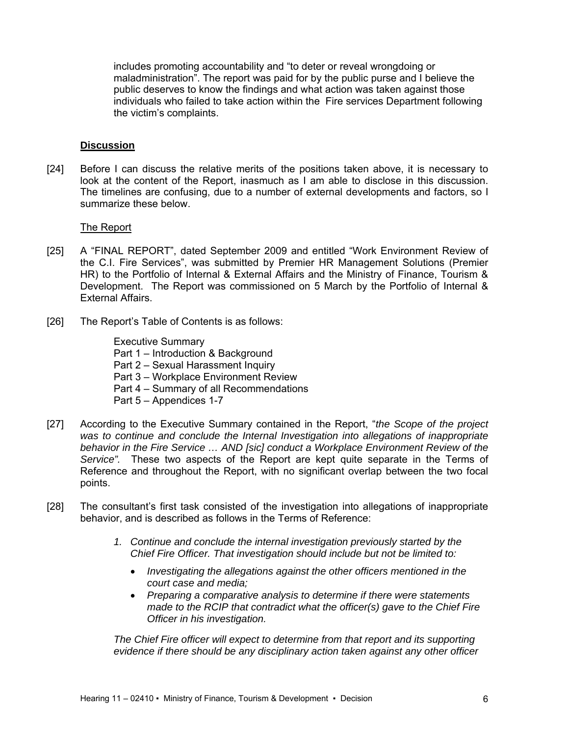includes promoting accountability and "to deter or reveal wrongdoing or maladministration". The report was paid for by the public purse and I believe the public deserves to know the findings and what action was taken against those individuals who failed to take action within the Fire services Department following the victim's complaints.

**Discussion**

[24] Before I can discuss the relative merits of the positions taken above, it is necessary to look at the content of the Report, inasmuch as I am able to disclose in this discussion. The timelines are confusing, due to a number of external developments and factors, so I summarize these below.

The Report

[25] A "FINAL REPORT", dated September 2009 and entitled "Work Environment Review of the C.I. Fire Services", was submitted by Premier HR Management Solutions (Premier HR) to the Portfolio of Internal & External Affairs and the Ministry of Finance, Tourism & Development. The Report was commissioned on 5 March by the Portfolio of Internal & External Affairs.

[26] The Report's Table of Contents is as follows:

Executive Summary
Part 1 – Introduction & Background
Part 2 – Sexual Harassment Inquiry
Part 3 – Workplace Environment Review
Part 4 – Summary of all Recommendations
Part 5 – Appendices 1-7

[27] According to the Executive Summary contained in the Report, "*the Scope of the project was to continue and conclude the Internal Investigation into allegations of inappropriate behavior in the Fire Service … AND [sic] conduct a Workplace Environment Review of the Service".* These two aspects of the Report are kept quite separate in the Terms of Reference and throughout the Report, with no significant overlap between the two focal points.

[28] The consultant's first task consisted of the investigation into allegations of inappropriate behavior, and is described as follows in the Terms of Reference:

> 1. *Continue and conclude the internal investigation previously started by the Chief Fire Officer. That investigation should include but not be limited to:*
>    - *Investigating the allegations against the other officers mentioned in the court case and media;*
>    - *Preparing a comparative analysis to determine if there were statements made to the RCIP that contradict what the officer(s) gave to the Chief Fire Officer in his investigation.*
>
> *The Chief Fire officer will expect to determine from that report and its supporting evidence if there should be any disciplinary action taken against any other officer*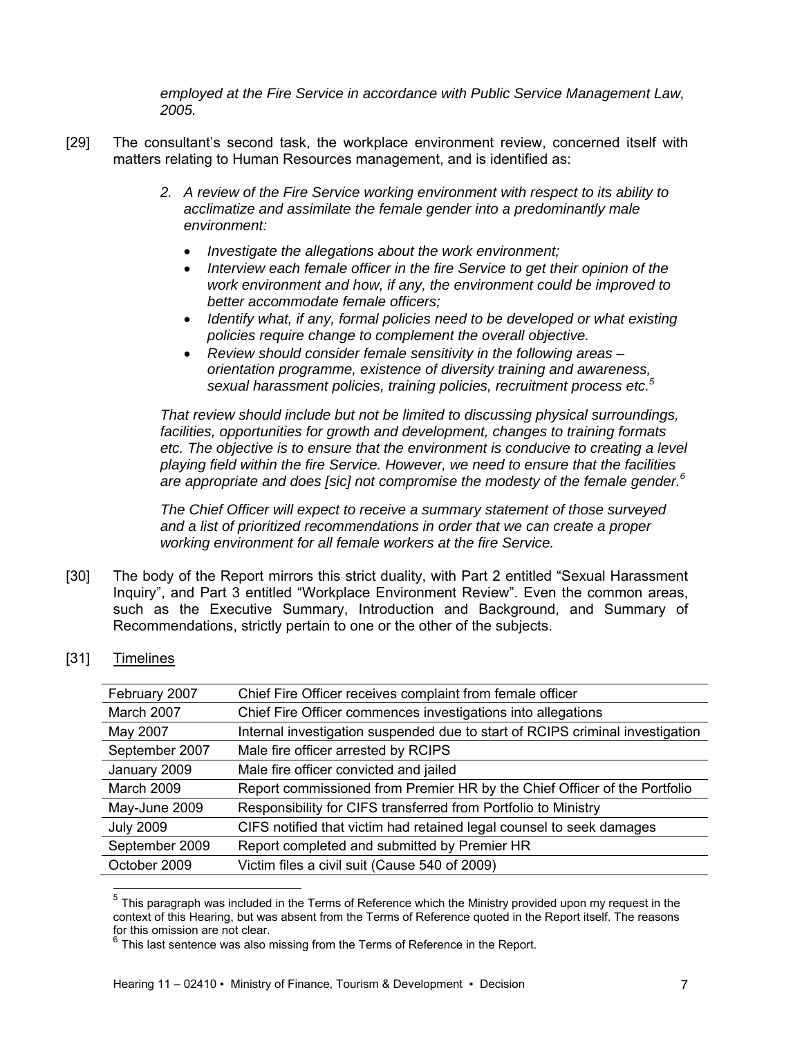*employed at the Fire Service in accordance with Public Service Management Law, 2005.*

[29] The consultant's second task, the workplace environment review, concerned itself with matters relating to Human Resources management, and is identified as:

> *2. A review of the Fire Service working environment with respect to its ability to acclimatize and assimilate the female gender into a predominantly male environment:*
>
> - *Investigate the allegations about the work environment;*
> - *Interview each female officer in the fire Service to get their opinion of the work environment and how, if any, the environment could be improved to better accommodate female officers;*
> - *Identify what, if any, formal policies need to be developed or what existing policies require change to complement the overall objective.*
> - *Review should consider female sensitivity in the following areas – orientation programme, existence of diversity training and awareness, sexual harassment policies, training policies, recruitment process etc.*[5]
>
> *That review should include but not be limited to discussing physical surroundings, facilities, opportunities for growth and development, changes to training formats etc. The objective is to ensure that the environment is conducive to creating a level playing field within the fire Service. However, we need to ensure that the facilities are appropriate and does [sic] not compromise the modesty of the female gender.*[6]
>
> *The Chief Officer will expect to receive a summary statement of those surveyed and a list of prioritized recommendations in order that we can create a proper working environment for all female workers at the fire Service.*

[30] The body of the Report mirrors this strict duality, with Part 2 entitled "Sexual Harassment Inquiry", and Part 3 entitled "Workplace Environment Review". Even the common areas, such as the Executive Summary, Introduction and Background, and Summary of Recommendations, strictly pertain to one or the other of the subjects.

[31] Timelines

| | |
|---|---|
| February 2007 | Chief Fire Officer receives complaint from female officer |
| March 2007 | Chief Fire Officer commences investigations into allegations |
| May 2007 | Internal investigation suspended due to start of RCIPS criminal investigation |
| September 2007 | Male fire officer arrested by RCIPS |
| January 2009 | Male fire officer convicted and jailed |
| March 2009 | Report commissioned from Premier HR by the Chief Officer of the Portfolio |
| May-June 2009 | Responsibility for CIFS transferred from Portfolio to Ministry |
| July 2009 | CIFS notified that victim had retained legal counsel to seek damages |
| September 2009 | Report completed and submitted by Premier HR |
| October 2009 | Victim files a civil suit (Cause 540 of 2009) |

[5] This paragraph was included in the Terms of Reference which the Ministry provided upon my request in the context of this Hearing, but was absent from the Terms of Reference quoted in the Report itself. The reasons for this omission are not clear.

[6] This last sentence was also missing from the Terms of Reference in the Report.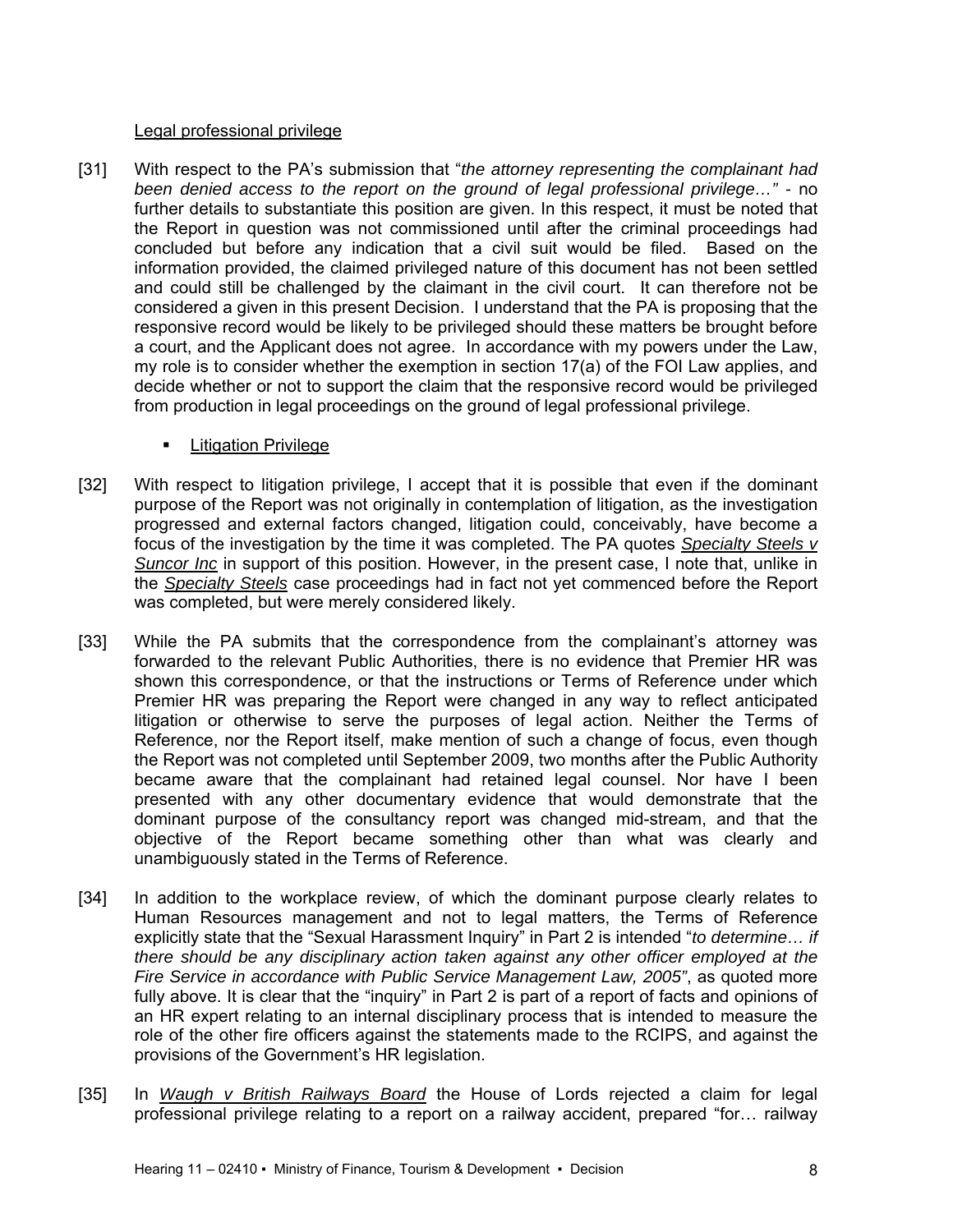<u>Legal professional privilege</u>

[31] With respect to the PA's submission that "*the attorney representing the complainant had been denied access to the report on the ground of legal professional privilege…"* - no further details to substantiate this position are given. In this respect, it must be noted that the Report in question was not commissioned until after the criminal proceedings had concluded but before any indication that a civil suit would be filed. Based on the information provided, the claimed privileged nature of this document has not been settled and could still be challenged by the claimant in the civil court. It can therefore not be considered a given in this present Decision. I understand that the PA is proposing that the responsive record would be likely to be privileged should these matters be brought before a court, and the Applicant does not agree. In accordance with my powers under the Law, my role is to consider whether the exemption in section 17(a) of the FOI Law applies, and decide whether or not to support the claim that the responsive record would be privileged from production in legal proceedings on the ground of legal professional privilege.

- <u>Litigation Privilege</u>

[32] With respect to litigation privilege, I accept that it is possible that even if the dominant purpose of the Report was not originally in contemplation of litigation, as the investigation progressed and external factors changed, litigation could, conceivably, have become a focus of the investigation by the time it was completed. The PA quotes <u>*Specialty Steels v Suncor Inc*</u> in support of this position. However, in the present case, I note that, unlike in the <u>*Specialty Steels*</u> case proceedings had in fact not yet commenced before the Report was completed, but were merely considered likely.

[33] While the PA submits that the correspondence from the complainant's attorney was forwarded to the relevant Public Authorities, there is no evidence that Premier HR was shown this correspondence, or that the instructions or Terms of Reference under which Premier HR was preparing the Report were changed in any way to reflect anticipated litigation or otherwise to serve the purposes of legal action. Neither the Terms of Reference, nor the Report itself, make mention of such a change of focus, even though the Report was not completed until September 2009, two months after the Public Authority became aware that the complainant had retained legal counsel. Nor have I been presented with any other documentary evidence that would demonstrate that the dominant purpose of the consultancy report was changed mid-stream, and that the objective of the Report became something other than what was clearly and unambiguously stated in the Terms of Reference.

[34] In addition to the workplace review, of which the dominant purpose clearly relates to Human Resources management and not to legal matters, the Terms of Reference explicitly state that the "Sexual Harassment Inquiry" in Part 2 is intended "*to determine… if there should be any disciplinary action taken against any other officer employed at the Fire Service in accordance with Public Service Management Law, 2005"*, as quoted more fully above. It is clear that the "inquiry" in Part 2 is part of a report of facts and opinions of an HR expert relating to an internal disciplinary process that is intended to measure the role of the other fire officers against the statements made to the RCIPS, and against the provisions of the Government's HR legislation.

[35] In <u>*Waugh v British Railways Board*</u> the House of Lords rejected a claim for legal professional privilege relating to a report on a railway accident, prepared "for… railway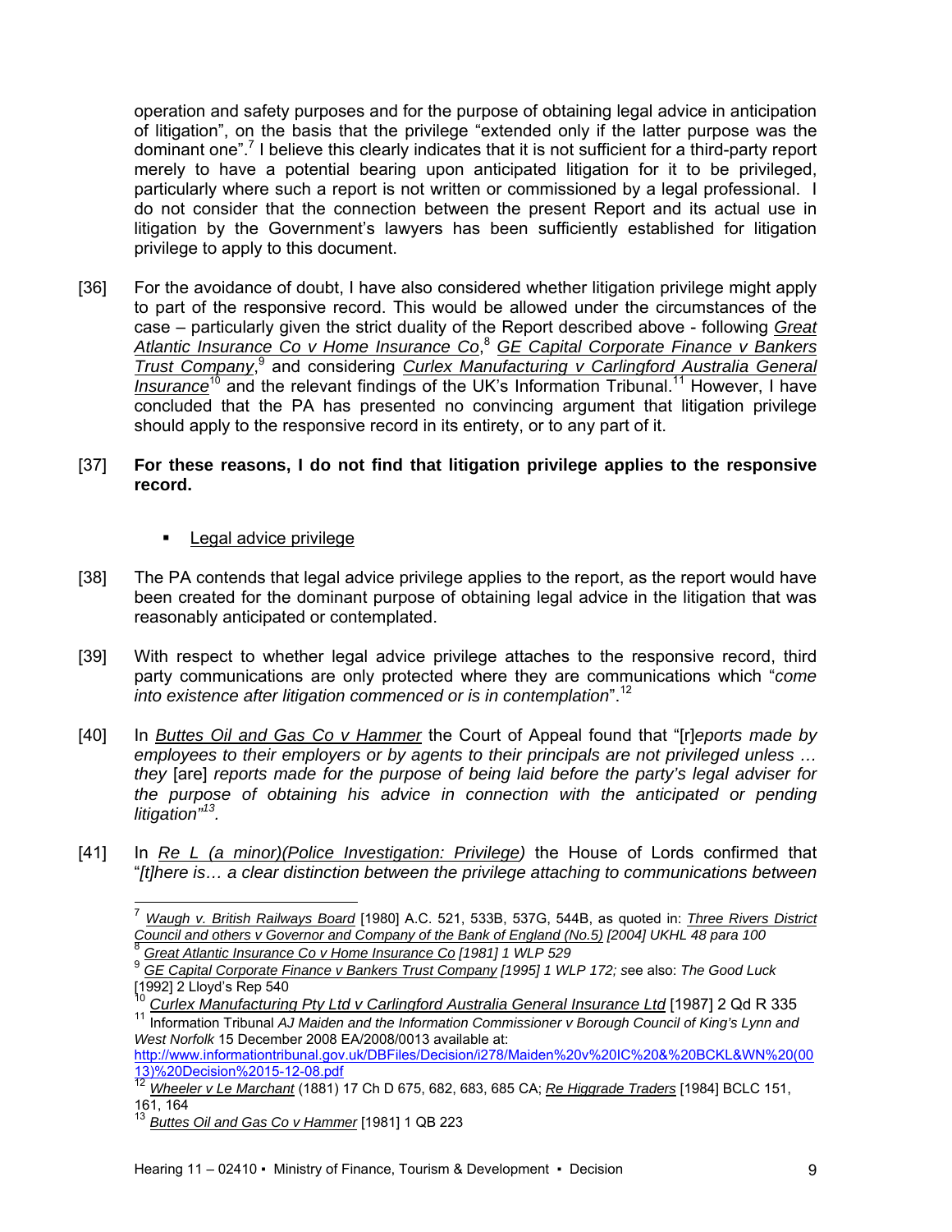operation and safety purposes and for the purpose of obtaining legal advice in anticipation of litigation", on the basis that the privilege "extended only if the latter purpose was the dominant one".[7] I believe this clearly indicates that it is not sufficient for a third-party report merely to have a potential bearing upon anticipated litigation for it to be privileged, particularly where such a report is not written or commissioned by a legal professional. I do not consider that the connection between the present Report and its actual use in litigation by the Government's lawyers has been sufficiently established for litigation privilege to apply to this document.

[36] For the avoidance of doubt, I have also considered whether litigation privilege might apply to part of the responsive record. This would be allowed under the circumstances of the case – particularly given the strict duality of the Report described above - following *Great Atlantic Insurance Co v Home Insurance Co*,[8] *GE Capital Corporate Finance v Bankers Trust Company*,[9] and considering *Curlex Manufacturing v Carlingford Australia General Insurance*[10] and the relevant findings of the UK's Information Tribunal.[11] However, I have concluded that the PA has presented no convincing argument that litigation privilege should apply to the responsive record in its entirety, or to any part of it.

[37] **For these reasons, I do not find that litigation privilege applies to the responsive record.**

- Legal advice privilege

[38] The PA contends that legal advice privilege applies to the report, as the report would have been created for the dominant purpose of obtaining legal advice in the litigation that was reasonably anticipated or contemplated.

[39] With respect to whether legal advice privilege attaches to the responsive record, third party communications are only protected where they are communications which "*come into existence after litigation commenced or is in contemplation*".[12]

[40] In *Buttes Oil and Gas Co v Hammer* the Court of Appeal found that "[r]*eports made by employees to their employers or by agents to their principals are not privileged unless … they* [are] *reports made for the purpose of being laid before the party's legal adviser for the purpose of obtaining his advice in connection with the anticipated or pending litigation*"[13].

[41] In *Re L (a minor)(Police Investigation: Privilege)* the House of Lords confirmed that "*[t]here is… a clear distinction between the privilege attaching to communications between*

---

[7] *Waugh v. British Railways Board* [1980] A.C. 521, 533B, 537G, 544B, as quoted in: *Three Rivers District Council and others v Governor and Company of the Bank of England (No.5) [2004] UKHL 48 para 100*

[8] *Great Atlantic Insurance Co v Home Insurance Co [1981] 1 WLP 529*

[9] *GE Capital Corporate Finance v Bankers Trust Company [1995] 1 WLP 172;* see also: *The Good Luck* [1992] 2 Lloyd's Rep 540

[10] *Curlex Manufacturing Pty Ltd v Carlingford Australia General Insurance Ltd* [1987] 2 Qd R 335

[11] Information Tribunal *AJ Maiden and the Information Commissioner v Borough Council of King's Lynn and West Norfolk* 15 December 2008 EA/2008/0013 available at: http://www.informationtribunal.gov.uk/DBFiles/Decision/i278/Maiden%20v%20IC%20&%20BCKL&WN%20(0013)%20Decision%2015-12-08.pdf

[12] *Wheeler v Le Marchant* (1881) 17 Ch D 675, 682, 683, 685 CA; *Re Higgrade Traders* [1984] BCLC 151, 161, 164

[13] *Buttes Oil and Gas Co v Hammer* [1981] 1 QB 223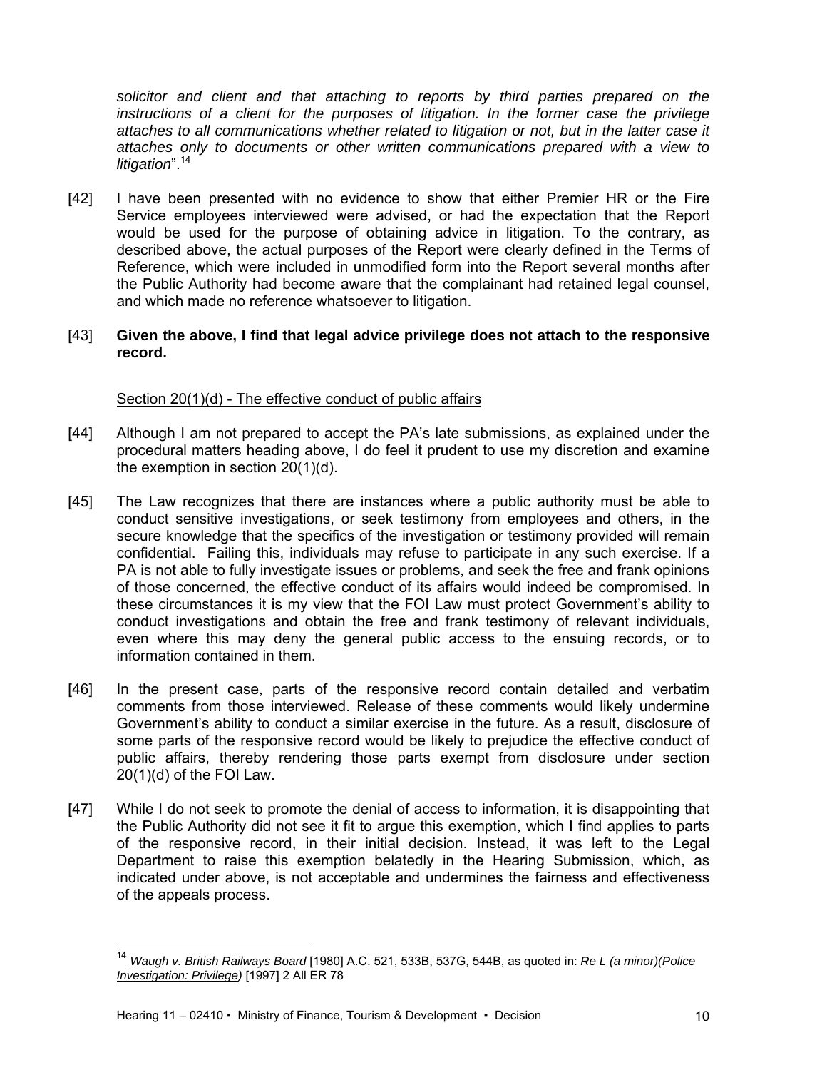*solicitor and client and that attaching to reports by third parties prepared on the instructions of a client for the purposes of litigation. In the former case the privilege attaches to all communications whether related to litigation or not, but in the latter case it attaches only to documents or other written communications prepared with a view to litigation*".[14]

[42] I have been presented with no evidence to show that either Premier HR or the Fire Service employees interviewed were advised, or had the expectation that the Report would be used for the purpose of obtaining advice in litigation. To the contrary, as described above, the actual purposes of the Report were clearly defined in the Terms of Reference, which were included in unmodified form into the Report several months after the Public Authority had become aware that the complainant had retained legal counsel, and which made no reference whatsoever to litigation.

[43] **Given the above, I find that legal advice privilege does not attach to the responsive record.**

Section 20(1)(d) - The effective conduct of public affairs

[44] Although I am not prepared to accept the PA's late submissions, as explained under the procedural matters heading above, I do feel it prudent to use my discretion and examine the exemption in section 20(1)(d).

[45] The Law recognizes that there are instances where a public authority must be able to conduct sensitive investigations, or seek testimony from employees and others, in the secure knowledge that the specifics of the investigation or testimony provided will remain confidential. Failing this, individuals may refuse to participate in any such exercise. If a PA is not able to fully investigate issues or problems, and seek the free and frank opinions of those concerned, the effective conduct of its affairs would indeed be compromised. In these circumstances it is my view that the FOI Law must protect Government's ability to conduct investigations and obtain the free and frank testimony of relevant individuals, even where this may deny the general public access to the ensuing records, or to information contained in them.

[46] In the present case, parts of the responsive record contain detailed and verbatim comments from those interviewed. Release of these comments would likely undermine Government's ability to conduct a similar exercise in the future. As a result, disclosure of some parts of the responsive record would be likely to prejudice the effective conduct of public affairs, thereby rendering those parts exempt from disclosure under section 20(1)(d) of the FOI Law.

[47] While I do not seek to promote the denial of access to information, it is disappointing that the Public Authority did not see it fit to argue this exemption, which I find applies to parts of the responsive record, in their initial decision. Instead, it was left to the Legal Department to raise this exemption belatedly in the Hearing Submission, which, as indicated under above, is not acceptable and undermines the fairness and effectiveness of the appeals process.

---

[14] *Waugh v. British Railways Board* [1980] A.C. 521, 533B, 537G, 544B, as quoted in: *Re L (a minor)(Police Investigation: Privilege)* [1997] 2 All ER 78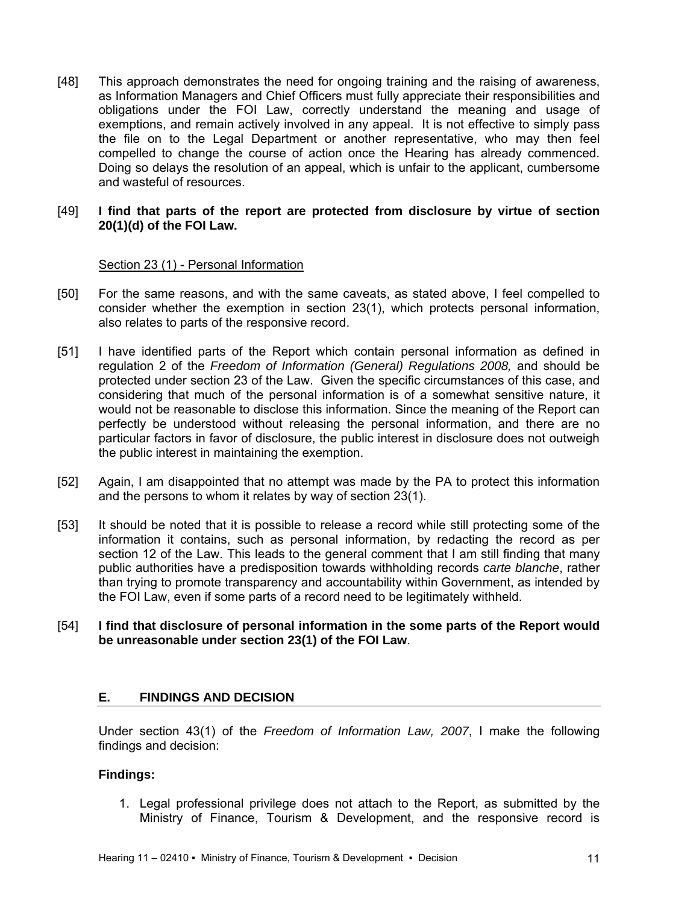[48] This approach demonstrates the need for ongoing training and the raising of awareness, as Information Managers and Chief Officers must fully appreciate their responsibilities and obligations under the FOI Law, correctly understand the meaning and usage of exemptions, and remain actively involved in any appeal. It is not effective to simply pass the file on to the Legal Department or another representative, who may then feel compelled to change the course of action once the Hearing has already commenced. Doing so delays the resolution of an appeal, which is unfair to the applicant, cumbersome and wasteful of resources.

[49] **I find that parts of the report are protected from disclosure by virtue of section 20(1)(d) of the FOI Law.**

Section 23 (1) - Personal Information

[50] For the same reasons, and with the same caveats, as stated above, I feel compelled to consider whether the exemption in section 23(1), which protects personal information, also relates to parts of the responsive record.

[51] I have identified parts of the Report which contain personal information as defined in regulation 2 of the *Freedom of Information (General) Regulations 2008,* and should be protected under section 23 of the Law. Given the specific circumstances of this case, and considering that much of the personal information is of a somewhat sensitive nature, it would not be reasonable to disclose this information. Since the meaning of the Report can perfectly be understood without releasing the personal information, and there are no particular factors in favor of disclosure, the public interest in disclosure does not outweigh the public interest in maintaining the exemption.

[52] Again, I am disappointed that no attempt was made by the PA to protect this information and the persons to whom it relates by way of section 23(1).

[53] It should be noted that it is possible to release a record while still protecting some of the information it contains, such as personal information, by redacting the record as per section 12 of the Law. This leads to the general comment that I am still finding that many public authorities have a predisposition towards withholding records *carte blanche*, rather than trying to promote transparency and accountability within Government, as intended by the FOI Law, even if some parts of a record need to be legitimately withheld.

[54] **I find that disclosure of personal information in the some parts of the Report would be unreasonable under section 23(1) of the FOI Law**.

## E. FINDINGS AND DECISION

Under section 43(1) of the *Freedom of Information Law, 2007*, I make the following findings and decision:

**Findings:**

1. Legal professional privilege does not attach to the Report, as submitted by the Ministry of Finance, Tourism & Development, and the responsive record is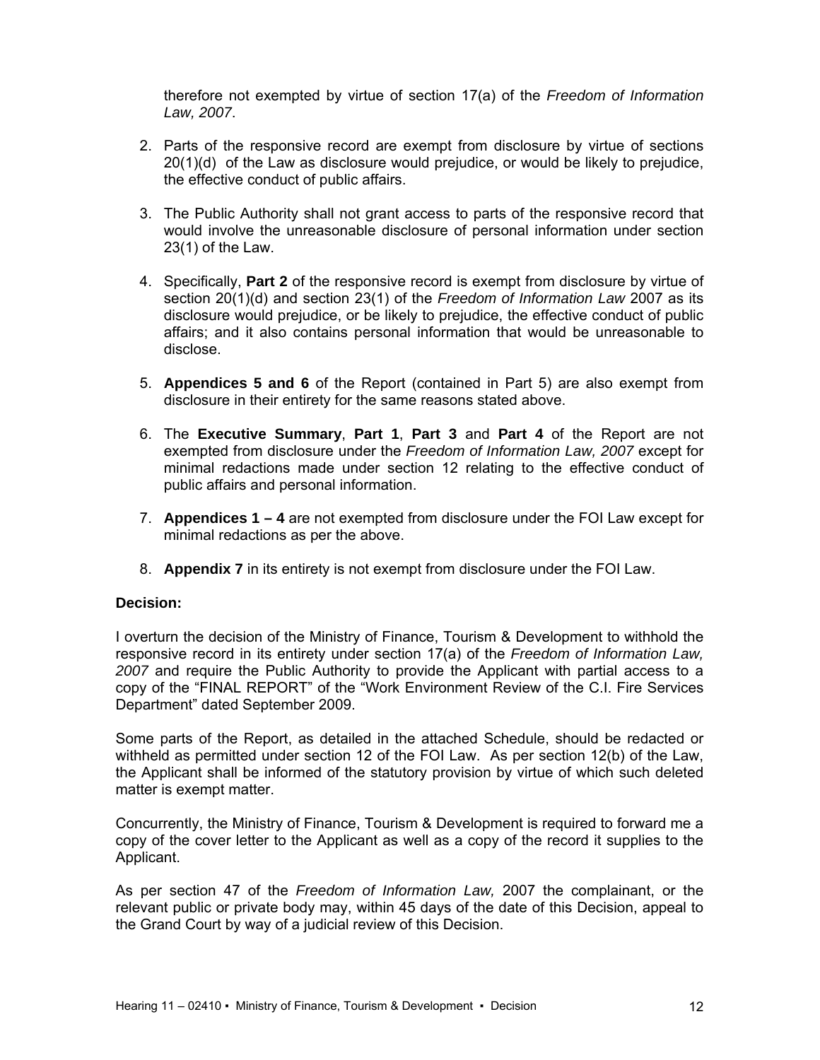therefore not exempted by virtue of section 17(a) of the *Freedom of Information Law, 2007*.

2. Parts of the responsive record are exempt from disclosure by virtue of sections 20(1)(d) of the Law as disclosure would prejudice, or would be likely to prejudice, the effective conduct of public affairs.

3. The Public Authority shall not grant access to parts of the responsive record that would involve the unreasonable disclosure of personal information under section 23(1) of the Law.

4. Specifically, **Part 2** of the responsive record is exempt from disclosure by virtue of section 20(1)(d) and section 23(1) of the *Freedom of Information Law* 2007 as its disclosure would prejudice, or be likely to prejudice, the effective conduct of public affairs; and it also contains personal information that would be unreasonable to disclose.

5. **Appendices 5 and 6** of the Report (contained in Part 5) are also exempt from disclosure in their entirety for the same reasons stated above.

6. The **Executive Summary**, **Part 1**, **Part 3** and **Part 4** of the Report are not exempted from disclosure under the *Freedom of Information Law, 2007* except for minimal redactions made under section 12 relating to the effective conduct of public affairs and personal information.

7. **Appendices 1 – 4** are not exempted from disclosure under the FOI Law except for minimal redactions as per the above.

8. **Appendix 7** in its entirety is not exempt from disclosure under the FOI Law.

**Decision:**

I overturn the decision of the Ministry of Finance, Tourism & Development to withhold the responsive record in its entirety under section 17(a) of the *Freedom of Information Law, 2007* and require the Public Authority to provide the Applicant with partial access to a copy of the "FINAL REPORT" of the "Work Environment Review of the C.I. Fire Services Department" dated September 2009.

Some parts of the Report, as detailed in the attached Schedule, should be redacted or withheld as permitted under section 12 of the FOI Law. As per section 12(b) of the Law, the Applicant shall be informed of the statutory provision by virtue of which such deleted matter is exempt matter.

Concurrently, the Ministry of Finance, Tourism & Development is required to forward me a copy of the cover letter to the Applicant as well as a copy of the record it supplies to the Applicant.

As per section 47 of the *Freedom of Information Law,* 2007 the complainant, or the relevant public or private body may, within 45 days of the date of this Decision, appeal to the Grand Court by way of a judicial review of this Decision.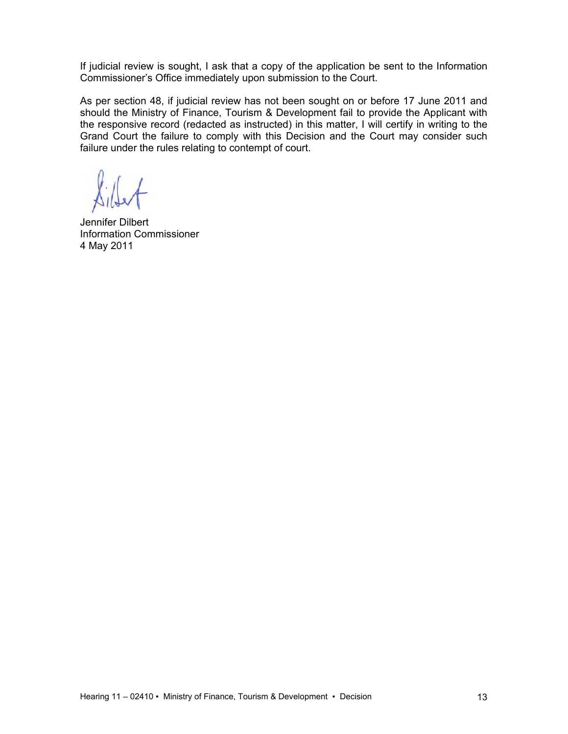If judicial review is sought, I ask that a copy of the application be sent to the Information Commissioner's Office immediately upon submission to the Court.

As per section 48, if judicial review has not been sought on or before 17 June 2011 and should the Ministry of Finance, Tourism & Development fail to provide the Applicant with the responsive record (redacted as instructed) in this matter, I will certify in writing to the Grand Court the failure to comply with this Decision and the Court may consider such failure under the rules relating to contempt of court.

Jennifer Dilbert
Information Commissioner
4 May 2011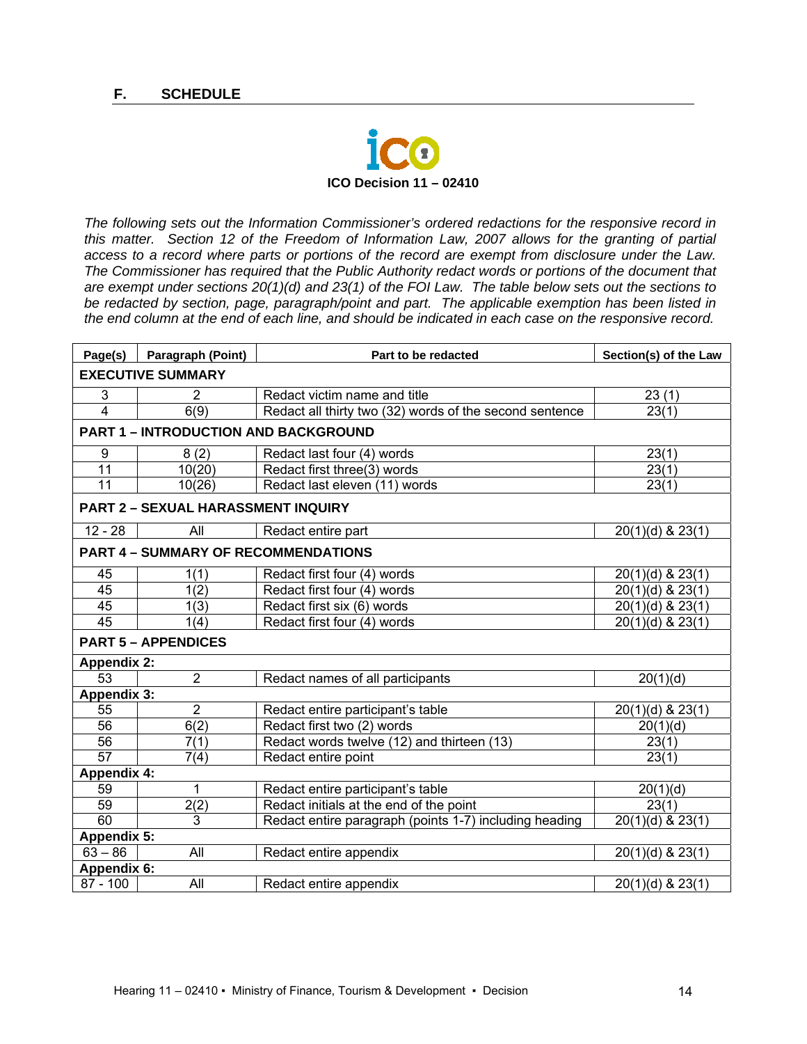## F. SCHEDULE

**ICO Decision 11 – 02410**

*The following sets out the Information Commissioner's ordered redactions for the responsive record in this matter. Section 12 of the Freedom of Information Law, 2007 allows for the granting of partial access to a record where parts or portions of the record are exempt from disclosure under the Law. The Commissioner has required that the Public Authority redact words or portions of the document that are exempt under sections 20(1)(d) and 23(1) of the FOI Law. The table below sets out the sections to be redacted by section, page, paragraph/point and part. The applicable exemption has been listed in the end column at the end of each line, and should be indicated in each case on the responsive record.*

| Page(s) | Paragraph (Point) | Part to be redacted | Section(s) of the Law |
|---|---|---|---|
| **EXECUTIVE SUMMARY** | | | |
| 3 | 2 | Redact victim name and title | 23 (1) |
| 4 | 6(9) | Redact all thirty two (32) words of the second sentence | 23(1) |
| **PART 1 – INTRODUCTION AND BACKGROUND** | | | |
| 9 | 8 (2) | Redact last four (4) words | 23(1) |
| 11 | 10(20) | Redact first three(3) words | 23(1) |
| 11 | 10(26) | Redact last eleven (11) words | 23(1) |
| **PART 2 – SEXUAL HARASSMENT INQUIRY** | | | |
| 12 - 28 | All | Redact entire part | 20(1)(d) & 23(1) |
| **PART 4 – SUMMARY OF RECOMMENDATIONS** | | | |
| 45 | 1(1) | Redact first four (4) words | 20(1)(d) & 23(1) |
| 45 | 1(2) | Redact first four (4) words | 20(1)(d) & 23(1) |
| 45 | 1(3) | Redact first six (6) words | 20(1)(d) & 23(1) |
| 45 | 1(4) | Redact first four (4) words | 20(1)(d) & 23(1) |
| **PART 5 – APPENDICES** | | | |
| **Appendix 2:** | | | |
| 53 | 2 | Redact names of all participants | 20(1)(d) |
| **Appendix 3:** | | | |
| 55 | 2 | Redact entire participant's table | 20(1)(d) & 23(1) |
| 56 | 6(2) | Redact first two (2) words | 20(1)(d) |
| 56 | 7(1) | Redact words twelve (12) and thirteen (13) | 23(1) |
| 57 | 7(4) | Redact entire point | 23(1) |
| **Appendix 4:** | | | |
| 59 | 1 | Redact entire participant's table | 20(1)(d) |
| 59 | 2(2) | Redact initials at the end of the point | 23(1) |
| 60 | 3 | Redact entire paragraph (points 1-7) including heading | 20(1)(d) & 23(1) |
| **Appendix 5:** | | | |
| 63 – 86 | All | Redact entire appendix | 20(1)(d) & 23(1) |
| **Appendix 6:** | | | |
| 87 - 100 | All | Redact entire appendix | 20(1)(d) & 23(1) |